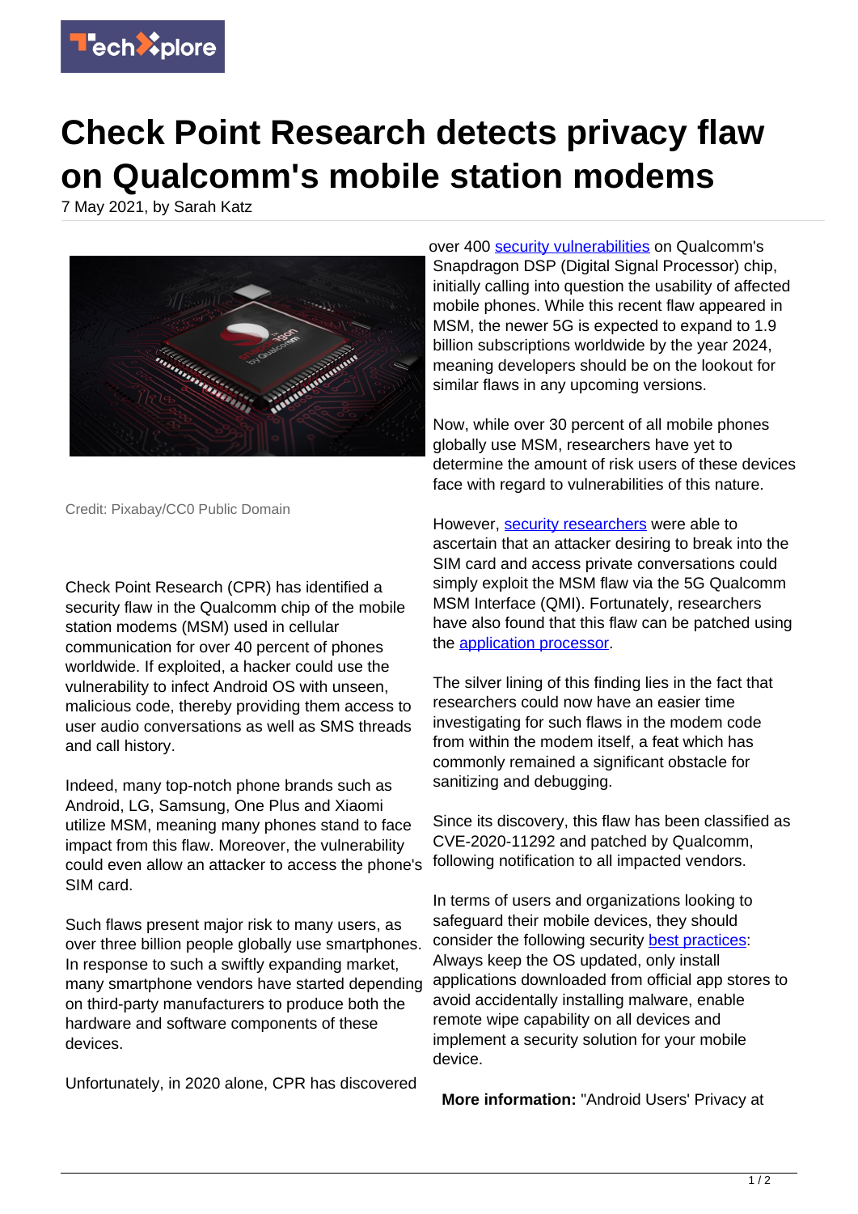# Check Point Research detects privacy flaw on Qualcomm's mobile station modems

7 May 2021, by Sarah Katz

Credit: Pixabay/CC0 Public Domain

Check Point Research (CPR) has identified a security flaw in the Qualcomm chip of the mobile station modems (MSM) used in cellular communication for over 40 percent of phones worldwide. If exploited, a hacker could use the vulnerability to infect Android OS with unseen, malicious code, thereby providing them access to user audio conversations as well as SMS threads and call history.

Indeed, many top-notch phone brands such as Android, LG, Samsung, One Plus and Xiaomi utilize MSM, meaning many phones stand to face impact from this flaw. Moreover, the vulnerability could even allow an attacker to access the phone's SIM card.

Such flaws present major risk to many users, as over three billion people globally use smartphones. In response to such a swiftly expanding market, many smartphone vendors have started depending on third-party manufacturers to produce both the hardware and software components of these devices.

Unfortunately, in 2020 alone, CPR has discovered over 400 security vulnerabilities on Qualcomm's Snapdragon DSP (Digital Signal Processor) chip, initially calling into question the usability of affected mobile phones. While this recent flaw appeared in MSM, the newer 5G is expected to expand to 1.9 billion subscriptions worldwide by the year 2024, meaning developers should be on the lookout for similar flaws in any upcoming versions.

Now, while over 30 percent of all mobile phones globally use MSM, researchers have yet to determine the amount of risk users of these devices face with regard to vulnerabilities of this nature.

However, security researchers were able to ascertain that an attacker desiring to break into the SIM card and access private conversations could simply exploit the MSM flaw via the 5G Qualcomm MSM Interface (QMI). Fortunately, researchers have also found that this flaw can be patched using the application processor.

The silver lining of this finding lies in the fact that researchers could now have an easier time investigating for such flaws in the modem code from within the modem itself, a feat which has commonly remained a significant obstacle for sanitizing and debugging.

Since its discovery, this flaw has been classified as CVE-2020-11292 and patched by Qualcomm, following notification to all impacted vendors.

In terms of users and organizations looking to safeguard their mobile devices, they should consider the following security best practices: Always keep the OS updated, only install applications downloaded from official app stores to avoid accidentally installing malware, enable remote wipe capability on all devices and implement a security solution for your mobile device.

**More information:** "Android Users' Privacy at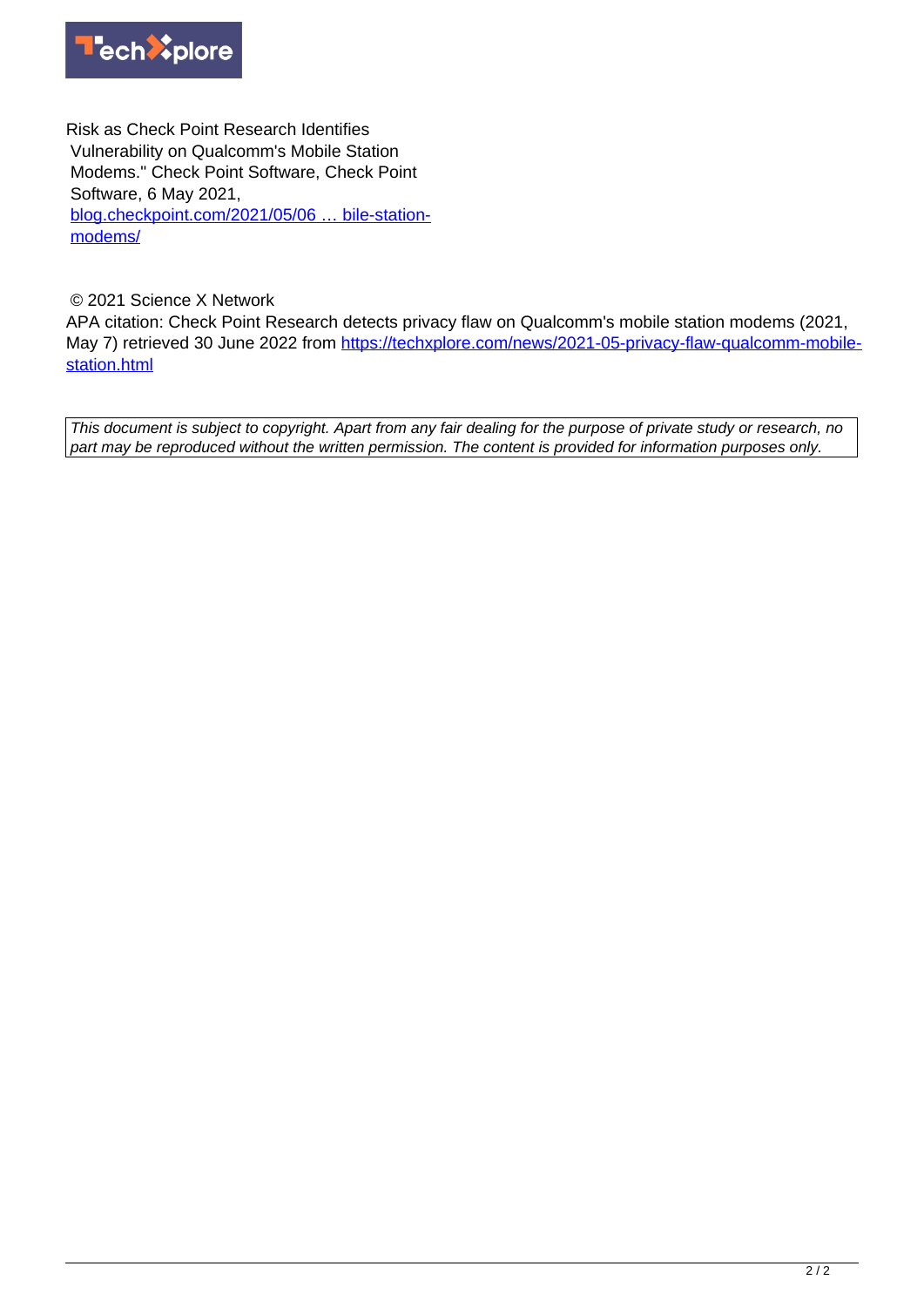Risk as Check Point Research Identifies Vulnerability on Qualcomm's Mobile Station Modems." Check Point Software, Check Point Software, 6 May 2021, [blog.checkpoint.com/2021/05/06 … bile-station-modems/](blog.checkpoint.com/2021/05/06 … bile-station-modems/)

© 2021 Science X Network

APA citation: Check Point Research detects privacy flaw on Qualcomm's mobile station modems (2021, May 7) retrieved 30 June 2022 from [https://techxplore.com/news/2021-05-privacy-flaw-qualcomm-mobile-station.html](https://techxplore.com/news/2021-05-privacy-flaw-qualcomm-mobile-station.html)

*This document is subject to copyright. Apart from any fair dealing for the purpose of private study or research, no part may be reproduced without the written permission. The content is provided for information purposes only.*